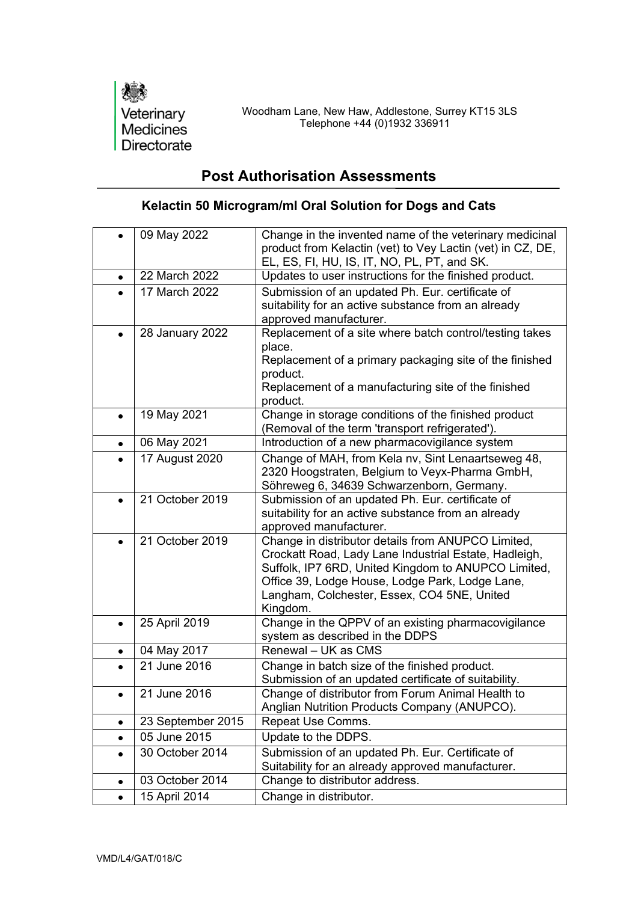Veterinary Medicines Directorate

Woodham Lane, New Haw, Addlestone, Surrey KT15 3LS
Telephone +44 (0)1932 336911

# Post Authorisation Assessments

## Kelactin 50 Microgram/ml Oral Solution for Dogs and Cats

| | Date | Change |
|---|---|---|
| • | 09 May 2022 | Change in the invented name of the veterinary medicinal product from Kelactin (vet) to Vey Lactin (vet) in CZ, DE, EL, ES, FI, HU, IS, IT, NO, PL, PT, and SK. |
| • | 22 March 2022 | Updates to user instructions for the finished product. |
| • | 17 March 2022 | Submission of an updated Ph. Eur. certificate of suitability for an active substance from an already approved manufacturer. |
| • | 28 January 2022 | Replacement of a site where batch control/testing takes place.<br>Replacement of a primary packaging site of the finished product.<br>Replacement of a manufacturing site of the finished product. |
| • | 19 May 2021 | Change in storage conditions of the finished product (Removal of the term 'transport refrigerated'). |
| • | 06 May 2021 | Introduction of a new pharmacovigilance system |
| • | 17 August 2020 | Change of MAH, from Kela nv, Sint Lenaartseweg 48, 2320 Hoogstraten, Belgium to Veyx-Pharma GmbH, Söhreweg 6, 34639 Schwarzenborn, Germany. |
| • | 21 October 2019 | Submission of an updated Ph. Eur. certificate of suitability for an active substance from an already approved manufacturer. |
| • | 21 October 2019 | Change in distributor details from ANUPCO Limited, Crockatt Road, Lady Lane Industrial Estate, Hadleigh, Suffolk, IP7 6RD, United Kingdom to ANUPCO Limited, Office 39, Lodge House, Lodge Park, Lodge Lane, Langham, Colchester, Essex, CO4 5NE, United Kingdom. |
| • | 25 April 2019 | Change in the QPPV of an existing pharmacovigilance system as described in the DDPS |
| • | 04 May 2017 | Renewal – UK as CMS |
| • | 21 June 2016 | Change in batch size of the finished product.<br>Submission of an updated certificate of suitability. |
| • | 21 June 2016 | Change of distributor from Forum Animal Health to Anglian Nutrition Products Company (ANUPCO). |
| • | 23 September 2015 | Repeat Use Comms. |
| • | 05 June 2015 | Update to the DDPS. |
| • | 30 October 2014 | Submission of an updated Ph. Eur. Certificate of Suitability for an already approved manufacturer. |
| • | 03 October 2014 | Change to distributor address. |
| • | 15 April 2014 | Change in distributor. |

VMD/L4/GAT/018/C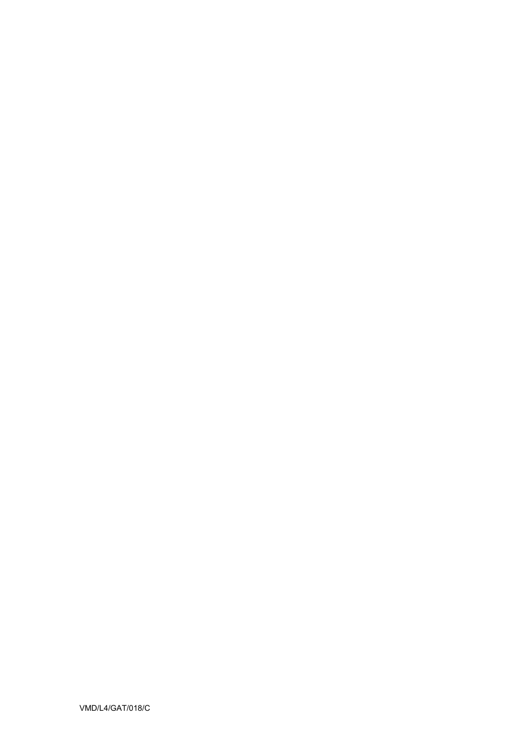VMD/L4/GAT/018/C